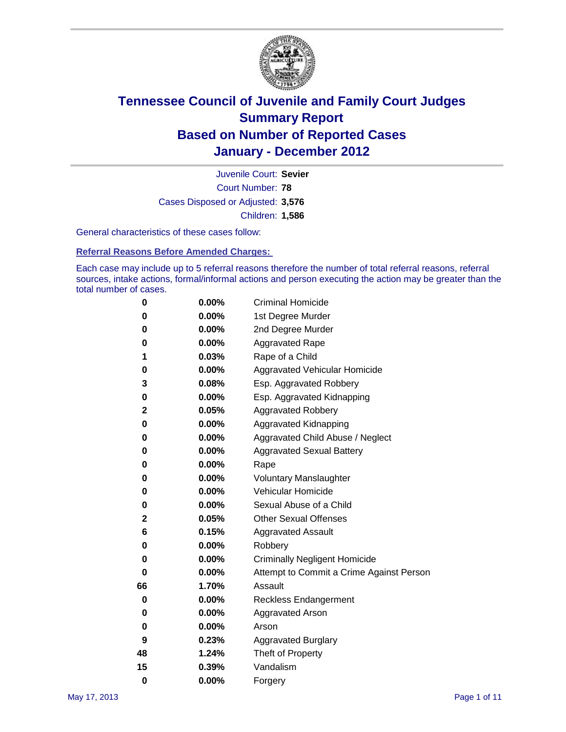# Tennessee Council of Juvenile and Family Court Judges
# Summary Report
# Based on Number of Reported Cases
# January - December 2012

Juvenile Court: **Sevier**

Court Number: **78**

Cases Disposed or Adjusted: **3,576**

Children: **1,586**

General characteristics of these cases follow:

### Referral Reasons Before Amended Charges:

Each case may include up to 5 referral reasons therefore the number of total referral reasons, referral sources, intake actions, formal/informal actions and person executing the action may be greater than the total number of cases.

| | | |
|---|---|---|
| 0 | 0.00% | Criminal Homicide |
| 0 | 0.00% | 1st Degree Murder |
| 0 | 0.00% | 2nd Degree Murder |
| 0 | 0.00% | Aggravated Rape |
| 1 | 0.03% | Rape of a Child |
| 0 | 0.00% | Aggravated Vehicular Homicide |
| 3 | 0.08% | Esp. Aggravated Robbery |
| 0 | 0.00% | Esp. Aggravated Kidnapping |
| 2 | 0.05% | Aggravated Robbery |
| 0 | 0.00% | Aggravated Kidnapping |
| 0 | 0.00% | Aggravated Child Abuse / Neglect |
| 0 | 0.00% | Aggravated Sexual Battery |
| 0 | 0.00% | Rape |
| 0 | 0.00% | Voluntary Manslaughter |
| 0 | 0.00% | Vehicular Homicide |
| 0 | 0.00% | Sexual Abuse of a Child |
| 2 | 0.05% | Other Sexual Offenses |
| 6 | 0.15% | Aggravated Assault |
| 0 | 0.00% | Robbery |
| 0 | 0.00% | Criminally Negligent Homicide |
| 0 | 0.00% | Attempt to Commit a Crime Against Person |
| 66 | 1.70% | Assault |
| 0 | 0.00% | Reckless Endangerment |
| 0 | 0.00% | Aggravated Arson |
| 0 | 0.00% | Arson |
| 9 | 0.23% | Aggravated Burglary |
| 48 | 1.24% | Theft of Property |
| 15 | 0.39% | Vandalism |
| 0 | 0.00% | Forgery |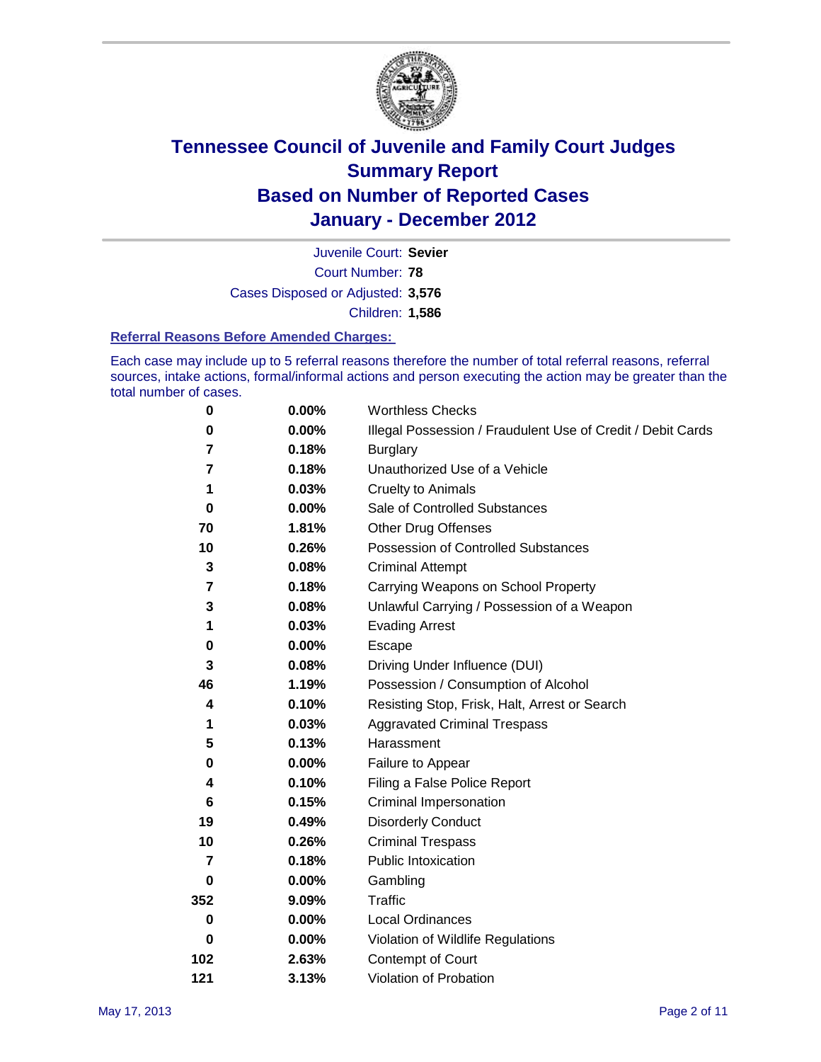# Tennessee Council of Juvenile and Family Court Judges
## Summary Report
## Based on Number of Reported Cases
## January - December 2012

Juvenile Court: **Sevier**
Court Number: **78**
Cases Disposed or Adjusted: **3,576**
Children: **1,586**

### Referral Reasons Before Amended Charges:

Each case may include up to 5 referral reasons therefore the number of total referral reasons, referral sources, intake actions, formal/informal actions and person executing the action may be greater than the total number of cases.

| | | |
|---|---|---|
| 0 | 0.00% | Worthless Checks |
| 0 | 0.00% | Illegal Possession / Fraudulent Use of Credit / Debit Cards |
| 7 | 0.18% | Burglary |
| 7 | 0.18% | Unauthorized Use of a Vehicle |
| 1 | 0.03% | Cruelty to Animals |
| 0 | 0.00% | Sale of Controlled Substances |
| 70 | 1.81% | Other Drug Offenses |
| 10 | 0.26% | Possession of Controlled Substances |
| 3 | 0.08% | Criminal Attempt |
| 7 | 0.18% | Carrying Weapons on School Property |
| 3 | 0.08% | Unlawful Carrying / Possession of a Weapon |
| 1 | 0.03% | Evading Arrest |
| 0 | 0.00% | Escape |
| 3 | 0.08% | Driving Under Influence (DUI) |
| 46 | 1.19% | Possession / Consumption of Alcohol |
| 4 | 0.10% | Resisting Stop, Frisk, Halt, Arrest or Search |
| 1 | 0.03% | Aggravated Criminal Trespass |
| 5 | 0.13% | Harassment |
| 0 | 0.00% | Failure to Appear |
| 4 | 0.10% | Filing a False Police Report |
| 6 | 0.15% | Criminal Impersonation |
| 19 | 0.49% | Disorderly Conduct |
| 10 | 0.26% | Criminal Trespass |
| 7 | 0.18% | Public Intoxication |
| 0 | 0.00% | Gambling |
| 352 | 9.09% | Traffic |
| 0 | 0.00% | Local Ordinances |
| 0 | 0.00% | Violation of Wildlife Regulations |
| 102 | 2.63% | Contempt of Court |
| 121 | 3.13% | Violation of Probation |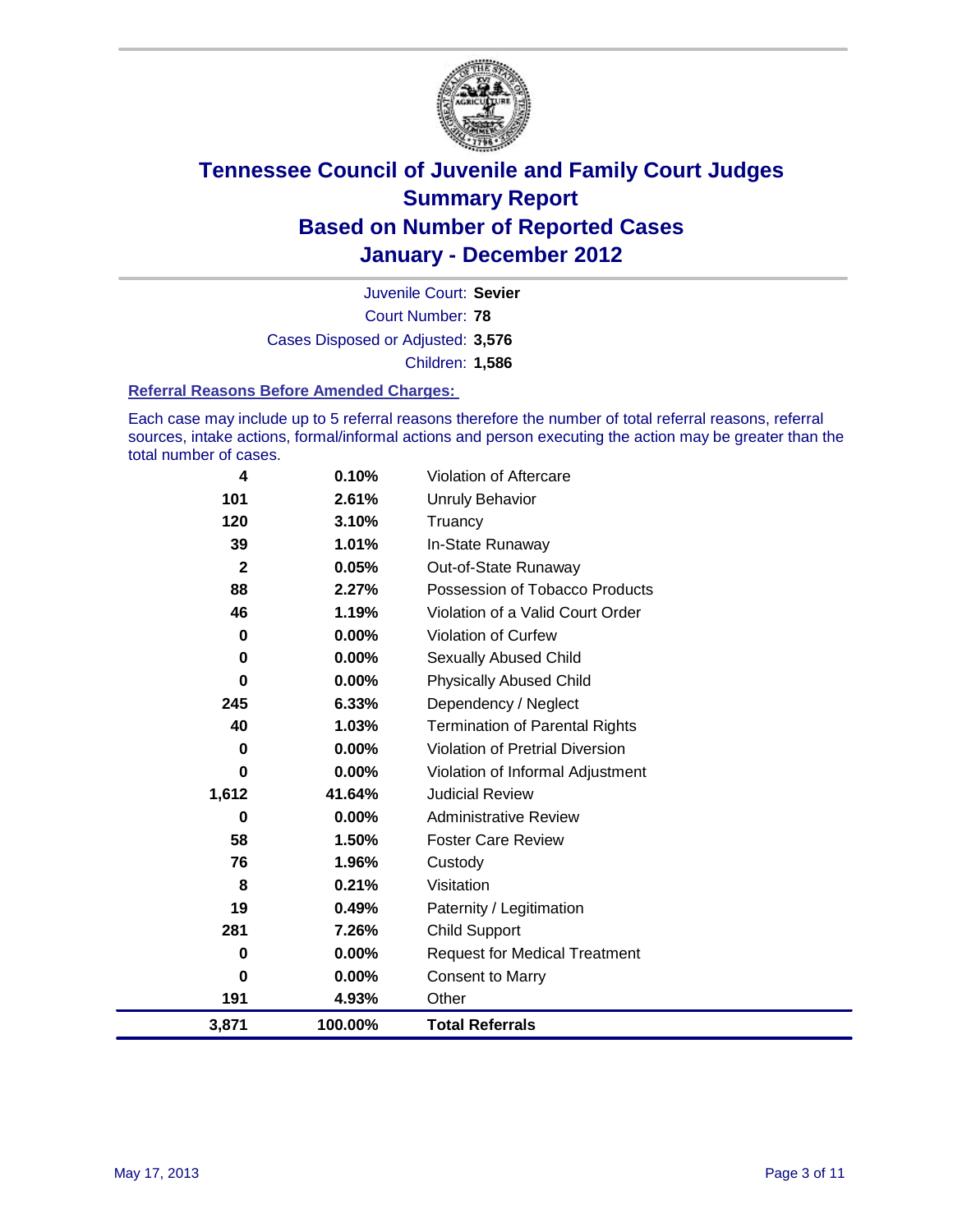# Tennessee Council of Juvenile and Family Court Judges
## Summary Report
## Based on Number of Reported Cases
## January - December 2012

Juvenile Court: **Sevier**

Court Number: **78**

Cases Disposed or Adjusted: **3,576**

Children: **1,586**

### Referral Reasons Before Amended Charges:

Each case may include up to 5 referral reasons therefore the number of total referral reasons, referral sources, intake actions, formal/informal actions and person executing the action may be greater than the total number of cases.

| | | |
|---|---|---|
| 4 | 0.10% | Violation of Aftercare |
| 101 | 2.61% | Unruly Behavior |
| 120 | 3.10% | Truancy |
| 39 | 1.01% | In-State Runaway |
| 2 | 0.05% | Out-of-State Runaway |
| 88 | 2.27% | Possession of Tobacco Products |
| 46 | 1.19% | Violation of a Valid Court Order |
| 0 | 0.00% | Violation of Curfew |
| 0 | 0.00% | Sexually Abused Child |
| 0 | 0.00% | Physically Abused Child |
| 245 | 6.33% | Dependency / Neglect |
| 40 | 1.03% | Termination of Parental Rights |
| 0 | 0.00% | Violation of Pretrial Diversion |
| 0 | 0.00% | Violation of Informal Adjustment |
| 1,612 | 41.64% | Judicial Review |
| 0 | 0.00% | Administrative Review |
| 58 | 1.50% | Foster Care Review |
| 76 | 1.96% | Custody |
| 8 | 0.21% | Visitation |
| 19 | 0.49% | Paternity / Legitimation |
| 281 | 7.26% | Child Support |
| 0 | 0.00% | Request for Medical Treatment |
| 0 | 0.00% | Consent to Marry |
| 191 | 4.93% | Other |
| **3,871** | **100.00%** | **Total Referrals** |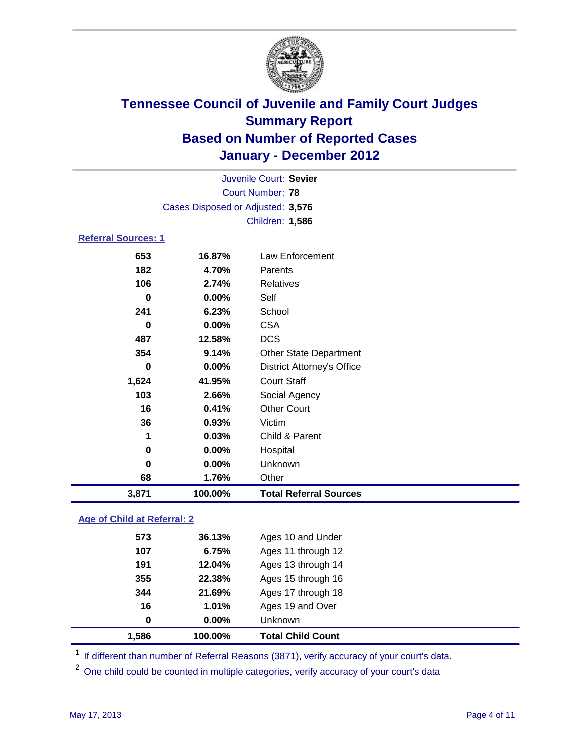# Tennessee Council of Juvenile and Family Court Judges
## Summary Report
## Based on Number of Reported Cases
## January - December 2012

Juvenile Court: **Sevier**
Court Number: **78**
Cases Disposed or Adjusted: **3,576**
Children: **1,586**

### Referral Sources: 1

| | | |
|---|---|---|
| 653 | 16.87% | Law Enforcement |
| 182 | 4.70% | Parents |
| 106 | 2.74% | Relatives |
| 0 | 0.00% | Self |
| 241 | 6.23% | School |
| 0 | 0.00% | CSA |
| 487 | 12.58% | DCS |
| 354 | 9.14% | Other State Department |
| 0 | 0.00% | District Attorney's Office |
| 1,624 | 41.95% | Court Staff |
| 103 | 2.66% | Social Agency |
| 16 | 0.41% | Other Court |
| 36 | 0.93% | Victim |
| 1 | 0.03% | Child & Parent |
| 0 | 0.00% | Hospital |
| 0 | 0.00% | Unknown |
| 68 | 1.76% | Other |
| **3,871** | **100.00%** | **Total Referral Sources** |

### Age of Child at Referral: 2

| | | |
|---|---|---|
| 573 | 36.13% | Ages 10 and Under |
| 107 | 6.75% | Ages 11 through 12 |
| 191 | 12.04% | Ages 13 through 14 |
| 355 | 22.38% | Ages 15 through 16 |
| 344 | 21.69% | Ages 17 through 18 |
| 16 | 1.01% | Ages 19 and Over |
| 0 | 0.00% | Unknown |
| **1,586** | **100.00%** | **Total Child Count** |

[1] If different than number of Referral Reasons (3871), verify accuracy of your court's data.

[2] One child could be counted in multiple categories, verify accuracy of your court's data

May 17, 2013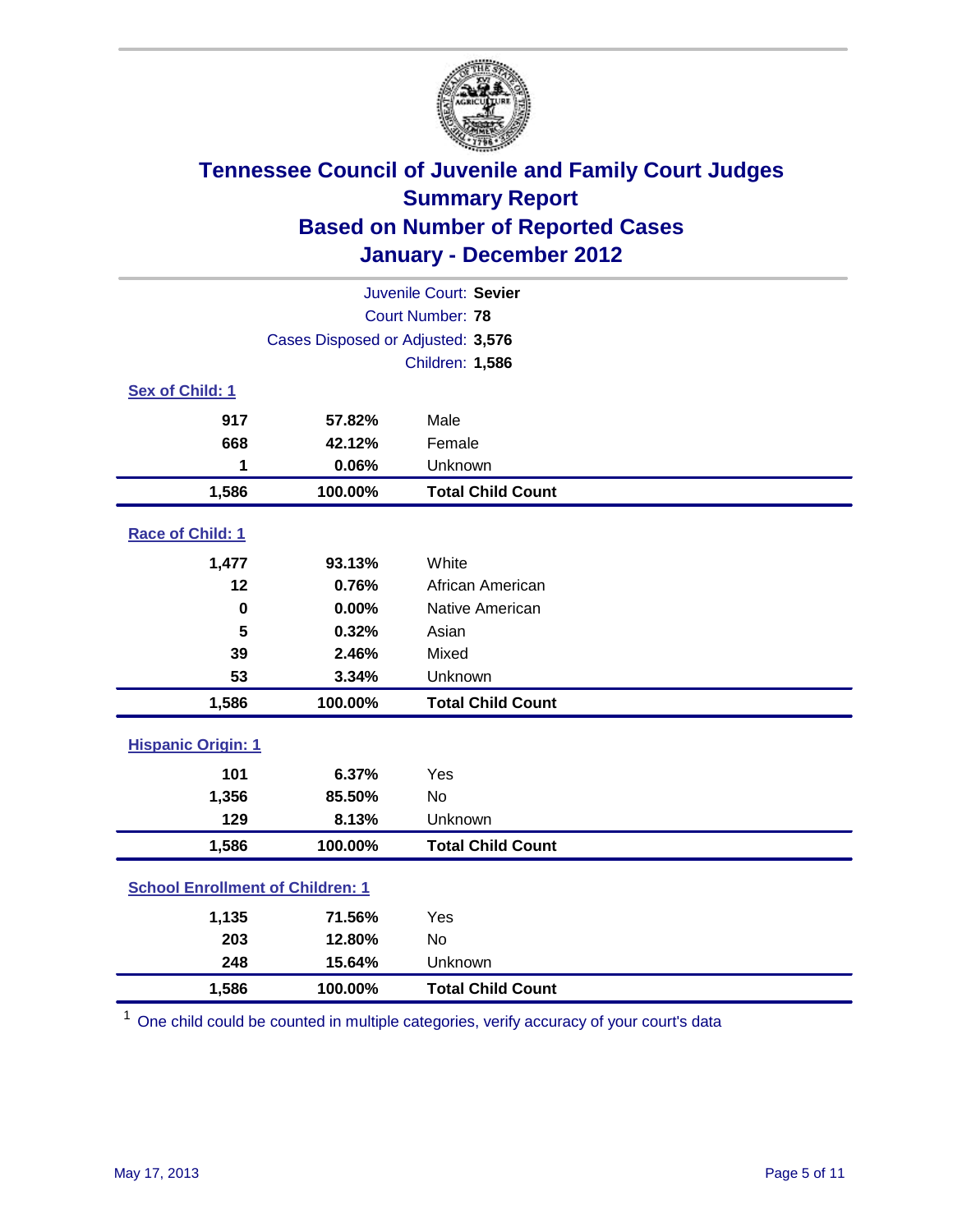# Tennessee Council of Juvenile and Family Court Judges
## Summary Report
## Based on Number of Reported Cases
## January - December 2012

Juvenile Court: **Sevier**
Court Number: **78**
Cases Disposed or Adjusted: **3,576**
Children: **1,586**

### Sex of Child: 1

| | | |
|---|---|---|
| 917 | 57.82% | Male |
| 668 | 42.12% | Female |
| 1 | 0.06% | Unknown |
| **1,586** | **100.00%** | **Total Child Count** |

### Race of Child: 1

| | | |
|---|---|---|
| 1,477 | 93.13% | White |
| 12 | 0.76% | African American |
| 0 | 0.00% | Native American |
| 5 | 0.32% | Asian |
| 39 | 2.46% | Mixed |
| 53 | 3.34% | Unknown |
| **1,586** | **100.00%** | **Total Child Count** |

### Hispanic Origin: 1

| | | |
|---|---|---|
| 101 | 6.37% | Yes |
| 1,356 | 85.50% | No |
| 129 | 8.13% | Unknown |
| **1,586** | **100.00%** | **Total Child Count** |

### School Enrollment of Children: 1

| | | |
|---|---|---|
| 1,135 | 71.56% | Yes |
| 203 | 12.80% | No |
| 248 | 15.64% | Unknown |
| **1,586** | **100.00%** | **Total Child Count** |

[1] One child could be counted in multiple categories, verify accuracy of your court's data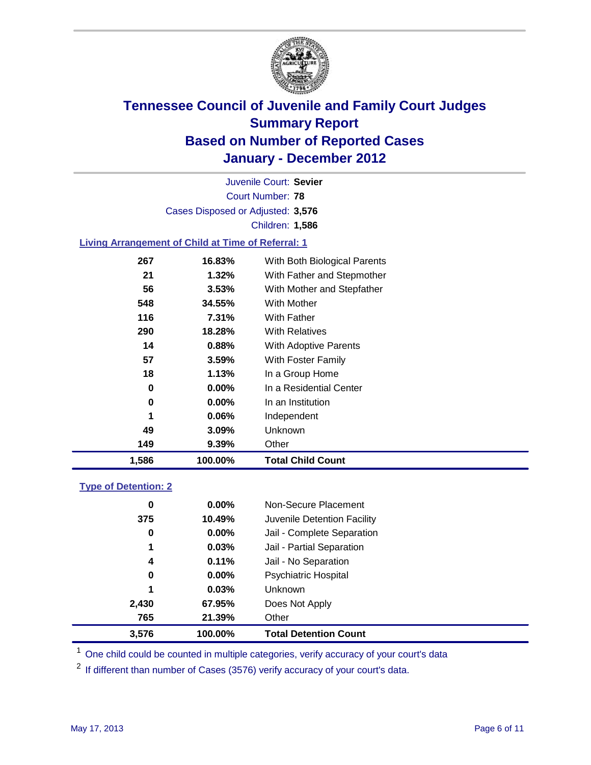# Tennessee Council of Juvenile and Family Court Judges
## Summary Report
## Based on Number of Reported Cases
## January - December 2012

Juvenile Court: **Sevier**
Court Number: **78**
Cases Disposed or Adjusted: **3,576**
Children: **1,586**

### Living Arrangement of Child at Time of Referral: 1

| | | |
|---|---|---|
| 267 | 16.83% | With Both Biological Parents |
| 21 | 1.32% | With Father and Stepmother |
| 56 | 3.53% | With Mother and Stepfather |
| 548 | 34.55% | With Mother |
| 116 | 7.31% | With Father |
| 290 | 18.28% | With Relatives |
| 14 | 0.88% | With Adoptive Parents |
| 57 | 3.59% | With Foster Family |
| 18 | 1.13% | In a Group Home |
| 0 | 0.00% | In a Residential Center |
| 0 | 0.00% | In an Institution |
| 1 | 0.06% | Independent |
| 49 | 3.09% | Unknown |
| 149 | 9.39% | Other |
| **1,586** | **100.00%** | **Total Child Count** |

### Type of Detention: 2

| | | |
|---|---|---|
| 0 | 0.00% | Non-Secure Placement |
| 375 | 10.49% | Juvenile Detention Facility |
| 0 | 0.00% | Jail - Complete Separation |
| 1 | 0.03% | Jail - Partial Separation |
| 4 | 0.11% | Jail - No Separation |
| 0 | 0.00% | Psychiatric Hospital |
| 1 | 0.03% | Unknown |
| 2,430 | 67.95% | Does Not Apply |
| 765 | 21.39% | Other |
| **3,576** | **100.00%** | **Total Detention Count** |

[1] One child could be counted in multiple categories, verify accuracy of your court's data

[2] If different than number of Cases (3576) verify accuracy of your court's data.

May 17, 2013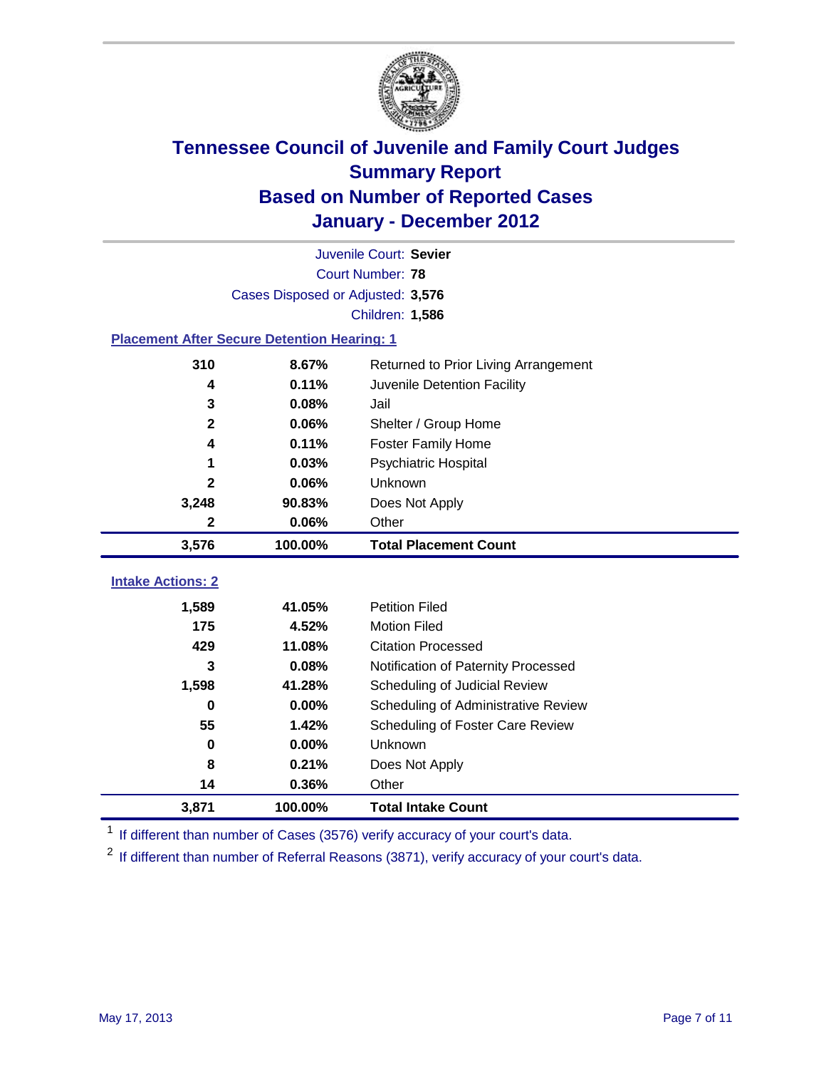# Tennessee Council of Juvenile and Family Court Judges
## Summary Report
## Based on Number of Reported Cases
## January - December 2012

Juvenile Court: **Sevier**

Court Number: **78**

Cases Disposed or Adjusted: **3,576**

Children: **1,586**

### Placement After Secure Detention Hearing: 1

| | | |
|---|---|---|
| 310 | 8.67% | Returned to Prior Living Arrangement |
| 4 | 0.11% | Juvenile Detention Facility |
| 3 | 0.08% | Jail |
| 2 | 0.06% | Shelter / Group Home |
| 4 | 0.11% | Foster Family Home |
| 1 | 0.03% | Psychiatric Hospital |
| 2 | 0.06% | Unknown |
| 3,248 | 90.83% | Does Not Apply |
| 2 | 0.06% | Other |
| **3,576** | **100.00%** | **Total Placement Count** |

### Intake Actions: 2

| | | |
|---|---|---|
| 1,589 | 41.05% | Petition Filed |
| 175 | 4.52% | Motion Filed |
| 429 | 11.08% | Citation Processed |
| 3 | 0.08% | Notification of Paternity Processed |
| 1,598 | 41.28% | Scheduling of Judicial Review |
| 0 | 0.00% | Scheduling of Administrative Review |
| 55 | 1.42% | Scheduling of Foster Care Review |
| 0 | 0.00% | Unknown |
| 8 | 0.21% | Does Not Apply |
| 14 | 0.36% | Other |
| **3,871** | **100.00%** | **Total Intake Count** |

[1] If different than number of Cases (3576) verify accuracy of your court's data.

[2] If different than number of Referral Reasons (3871), verify accuracy of your court's data.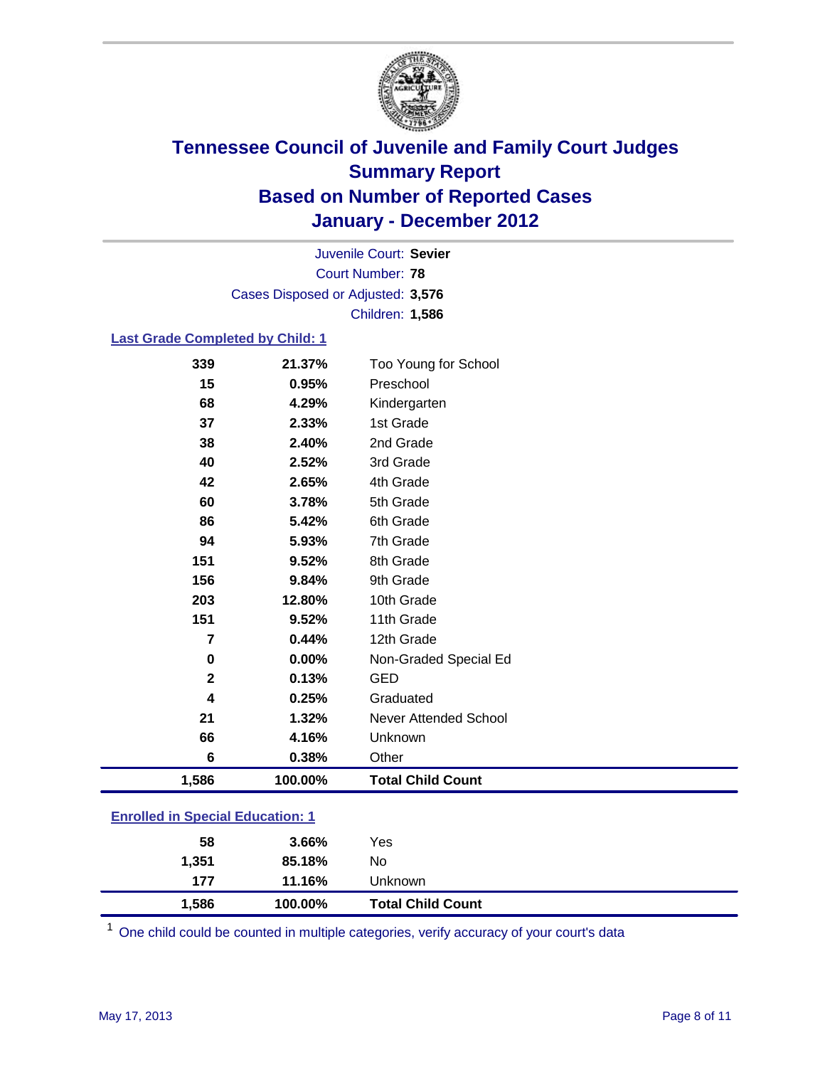# Tennessee Council of Juvenile and Family Court Judges
## Summary Report
## Based on Number of Reported Cases
## January - December 2012

Juvenile Court: **Sevier**
Court Number: **78**
Cases Disposed or Adjusted: **3,576**
Children: **1,586**

### Last Grade Completed by Child: 1

| Count | Percent | Category |
|---|---|---|
| 339 | 21.37% | Too Young for School |
| 15 | 0.95% | Preschool |
| 68 | 4.29% | Kindergarten |
| 37 | 2.33% | 1st Grade |
| 38 | 2.40% | 2nd Grade |
| 40 | 2.52% | 3rd Grade |
| 42 | 2.65% | 4th Grade |
| 60 | 3.78% | 5th Grade |
| 86 | 5.42% | 6th Grade |
| 94 | 5.93% | 7th Grade |
| 151 | 9.52% | 8th Grade |
| 156 | 9.84% | 9th Grade |
| 203 | 12.80% | 10th Grade |
| 151 | 9.52% | 11th Grade |
| 7 | 0.44% | 12th Grade |
| 0 | 0.00% | Non-Graded Special Ed |
| 2 | 0.13% | GED |
| 4 | 0.25% | Graduated |
| 21 | 1.32% | Never Attended School |
| 66 | 4.16% | Unknown |
| 6 | 0.38% | Other |
| **1,586** | **100.00%** | **Total Child Count** |

### Enrolled in Special Education: 1

| Count | Percent | Category |
|---|---|---|
| 58 | 3.66% | Yes |
| 1,351 | 85.18% | No |
| 177 | 11.16% | Unknown |
| **1,586** | **100.00%** | **Total Child Count** |

[1] One child could be counted in multiple categories, verify accuracy of your court's data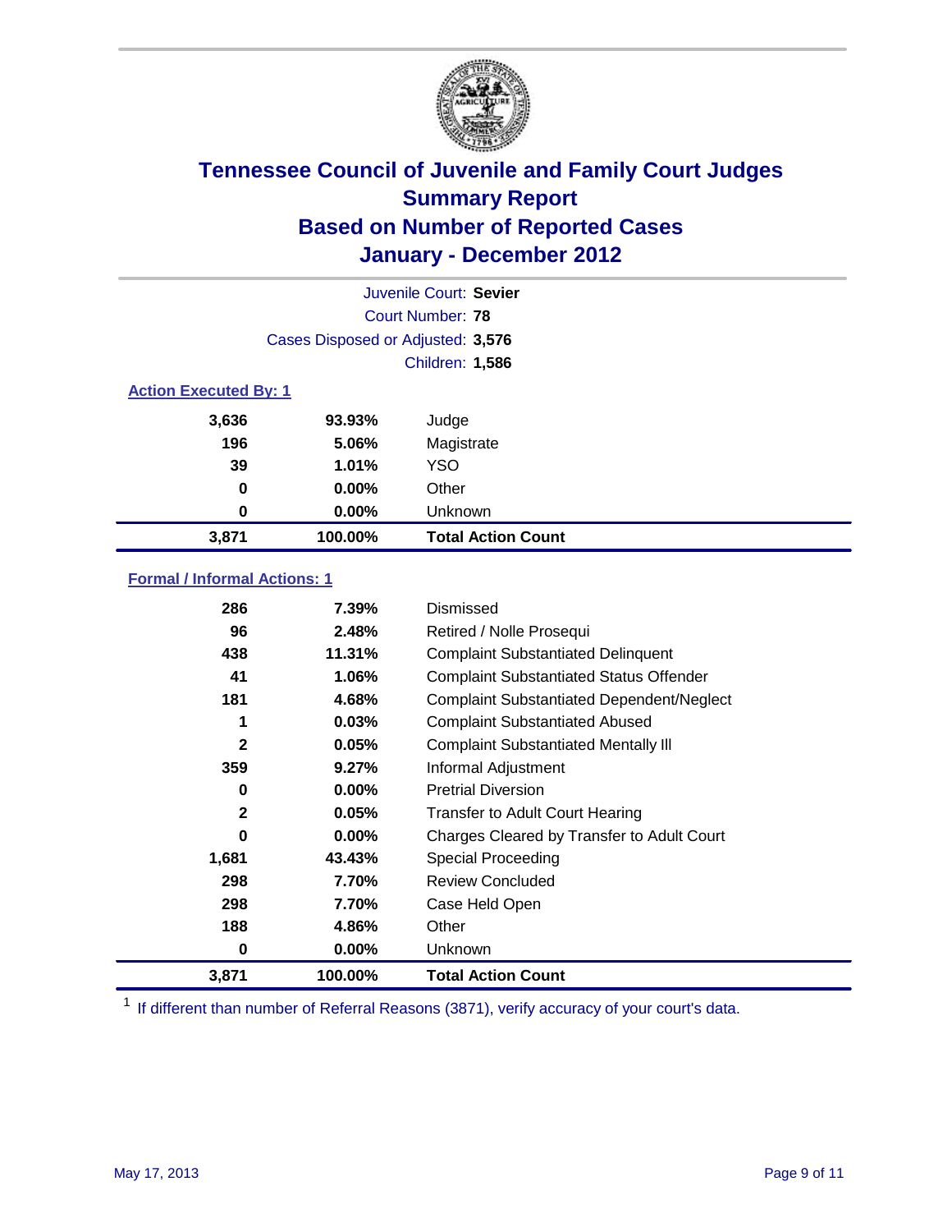# Tennessee Council of Juvenile and Family Court Judges
## Summary Report
## Based on Number of Reported Cases
## January - December 2012

Juvenile Court: **Sevier**

Court Number: **78**

Cases Disposed or Adjusted: **3,576**

Children: **1,586**

### Action Executed By: 1

| Count | Percent | Action |
|---|---|---|
| 3,636 | 93.93% | Judge |
| 196 | 5.06% | Magistrate |
| 39 | 1.01% | YSO |
| 0 | 0.00% | Other |
| 0 | 0.00% | Unknown |
| **3,871** | **100.00%** | **Total Action Count** |

### Formal / Informal Actions: 1

| Count | Percent | Action |
|---|---|---|
| 286 | 7.39% | Dismissed |
| 96 | 2.48% | Retired / Nolle Prosequi |
| 438 | 11.31% | Complaint Substantiated Delinquent |
| 41 | 1.06% | Complaint Substantiated Status Offender |
| 181 | 4.68% | Complaint Substantiated Dependent/Neglect |
| 1 | 0.03% | Complaint Substantiated Abused |
| 2 | 0.05% | Complaint Substantiated Mentally Ill |
| 359 | 9.27% | Informal Adjustment |
| 0 | 0.00% | Pretrial Diversion |
| 2 | 0.05% | Transfer to Adult Court Hearing |
| 0 | 0.00% | Charges Cleared by Transfer to Adult Court |
| 1,681 | 43.43% | Special Proceeding |
| 298 | 7.70% | Review Concluded |
| 298 | 7.70% | Case Held Open |
| 188 | 4.86% | Other |
| 0 | 0.00% | Unknown |
| **3,871** | **100.00%** | **Total Action Count** |

[1] If different than number of Referral Reasons (3871), verify accuracy of your court's data.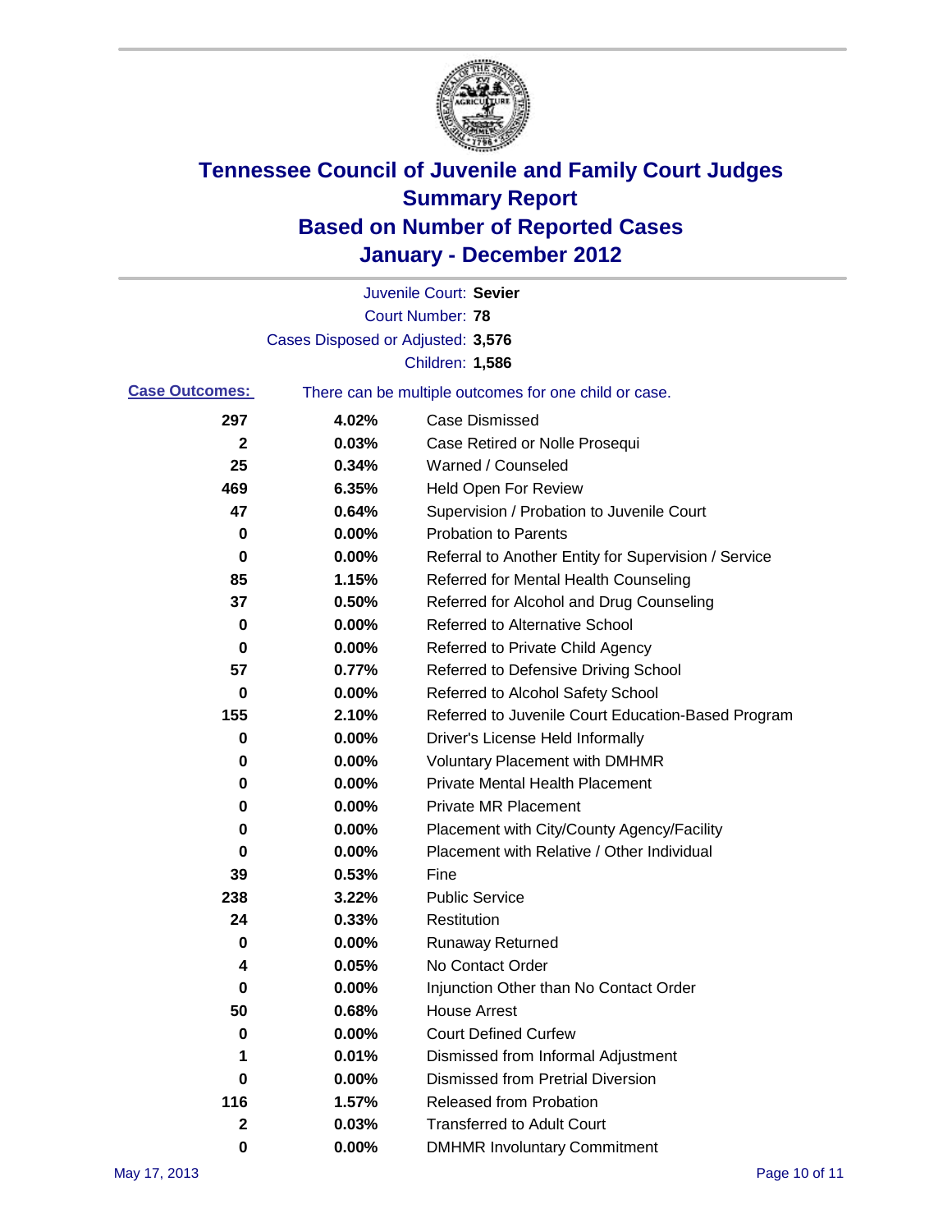# Tennessee Council of Juvenile and Family Court Judges
## Summary Report
## Based on Number of Reported Cases
## January - December 2012

Juvenile Court: **Sevier**
Court Number: **78**
Cases Disposed or Adjusted: **3,576**
Children: **1,586**

**Case Outcomes:** There can be multiple outcomes for one child or case.

| Count | Percent | Outcome |
|---|---|---|
| 297 | 4.02% | Case Dismissed |
| 2 | 0.03% | Case Retired or Nolle Prosequi |
| 25 | 0.34% | Warned / Counseled |
| 469 | 6.35% | Held Open For Review |
| 47 | 0.64% | Supervision / Probation to Juvenile Court |
| 0 | 0.00% | Probation to Parents |
| 0 | 0.00% | Referral to Another Entity for Supervision / Service |
| 85 | 1.15% | Referred for Mental Health Counseling |
| 37 | 0.50% | Referred for Alcohol and Drug Counseling |
| 0 | 0.00% | Referred to Alternative School |
| 0 | 0.00% | Referred to Private Child Agency |
| 57 | 0.77% | Referred to Defensive Driving School |
| 0 | 0.00% | Referred to Alcohol Safety School |
| 155 | 2.10% | Referred to Juvenile Court Education-Based Program |
| 0 | 0.00% | Driver's License Held Informally |
| 0 | 0.00% | Voluntary Placement with DMHMR |
| 0 | 0.00% | Private Mental Health Placement |
| 0 | 0.00% | Private MR Placement |
| 0 | 0.00% | Placement with City/County Agency/Facility |
| 0 | 0.00% | Placement with Relative / Other Individual |
| 39 | 0.53% | Fine |
| 238 | 3.22% | Public Service |
| 24 | 0.33% | Restitution |
| 0 | 0.00% | Runaway Returned |
| 4 | 0.05% | No Contact Order |
| 0 | 0.00% | Injunction Other than No Contact Order |
| 50 | 0.68% | House Arrest |
| 0 | 0.00% | Court Defined Curfew |
| 1 | 0.01% | Dismissed from Informal Adjustment |
| 0 | 0.00% | Dismissed from Pretrial Diversion |
| 116 | 1.57% | Released from Probation |
| 2 | 0.03% | Transferred to Adult Court |
| 0 | 0.00% | DMHMR Involuntary Commitment |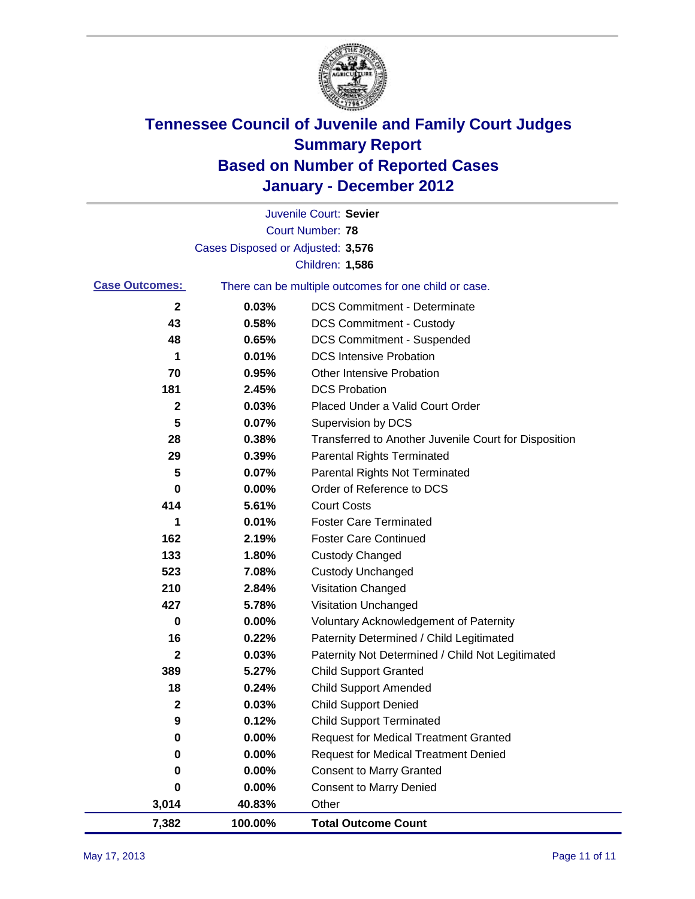# Tennessee Council of Juvenile and Family Court Judges
## Summary Report
## Based on Number of Reported Cases
## January - December 2012

Juvenile Court: **Sevier**
Court Number: **78**
Cases Disposed or Adjusted: **3,576**
Children: **1,586**

**Case Outcomes:** There can be multiple outcomes for one child or case.

| | | |
|---|---|---|
| 2 | 0.03% | DCS Commitment - Determinate |
| 43 | 0.58% | DCS Commitment - Custody |
| 48 | 0.65% | DCS Commitment - Suspended |
| 1 | 0.01% | DCS Intensive Probation |
| 70 | 0.95% | Other Intensive Probation |
| 181 | 2.45% | DCS Probation |
| 2 | 0.03% | Placed Under a Valid Court Order |
| 5 | 0.07% | Supervision by DCS |
| 28 | 0.38% | Transferred to Another Juvenile Court for Disposition |
| 29 | 0.39% | Parental Rights Terminated |
| 5 | 0.07% | Parental Rights Not Terminated |
| 0 | 0.00% | Order of Reference to DCS |
| 414 | 5.61% | Court Costs |
| 1 | 0.01% | Foster Care Terminated |
| 162 | 2.19% | Foster Care Continued |
| 133 | 1.80% | Custody Changed |
| 523 | 7.08% | Custody Unchanged |
| 210 | 2.84% | Visitation Changed |
| 427 | 5.78% | Visitation Unchanged |
| 0 | 0.00% | Voluntary Acknowledgement of Paternity |
| 16 | 0.22% | Paternity Determined / Child Legitimated |
| 2 | 0.03% | Paternity Not Determined / Child Not Legitimated |
| 389 | 5.27% | Child Support Granted |
| 18 | 0.24% | Child Support Amended |
| 2 | 0.03% | Child Support Denied |
| 9 | 0.12% | Child Support Terminated |
| 0 | 0.00% | Request for Medical Treatment Granted |
| 0 | 0.00% | Request for Medical Treatment Denied |
| 0 | 0.00% | Consent to Marry Granted |
| 0 | 0.00% | Consent to Marry Denied |
| 3,014 | 40.83% | Other |
| **7,382** | **100.00%** | **Total Outcome Count** |